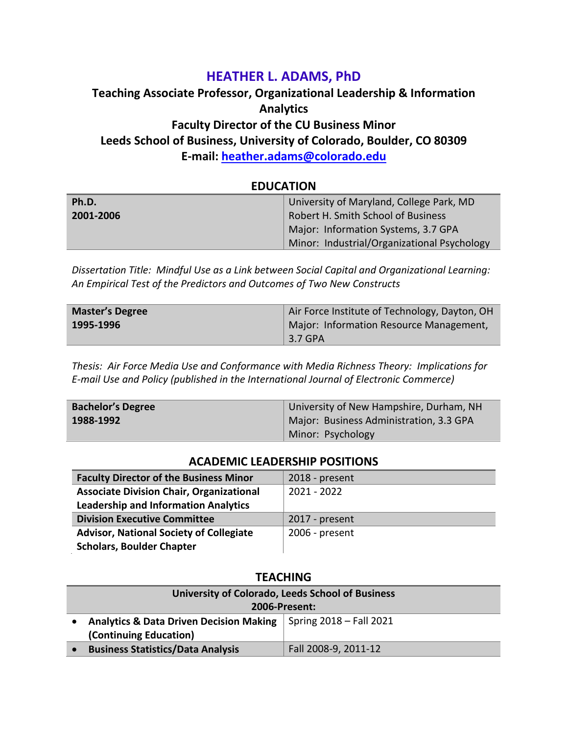# HEATHER L. ADAMS, PhD

**Teaching Associate Professor, Organizational Leadership & Information Analytics**
**Faculty Director of the CU Business Minor**
**Leeds School of Business, University of Colorado, Boulder, CO 80309**
**E-mail: [heather.adams@colorado.edu](mailto:heather.adams@colorado.edu)**

## EDUCATION

| | |
|---|---|
| **Ph.D.**<br>**2001-2006** | University of Maryland, College Park, MD<br>Robert H. Smith School of Business<br>Major: Information Systems, 3.7 GPA<br>Minor: Industrial/Organizational Psychology |

*Dissertation Title: Mindful Use as a Link between Social Capital and Organizational Learning: An Empirical Test of the Predictors and Outcomes of Two New Constructs*

| | |
|---|---|
| **Master's Degree**<br>**1995-1996** | Air Force Institute of Technology, Dayton, OH<br>Major: Information Resource Management, 3.7 GPA |

*Thesis: Air Force Media Use and Conformance with Media Richness Theory: Implications for E-mail Use and Policy (published in the International Journal of Electronic Commerce)*

| | |
|---|---|
| **Bachelor's Degree**<br>**1988-1992** | University of New Hampshire, Durham, NH<br>Major: Business Administration, 3.3 GPA<br>Minor: Psychology |

## ACADEMIC LEADERSHIP POSITIONS

| | |
|---|---|
| **Faculty Director of the Business Minor** | 2018 - present |
| **Associate Division Chair, Organizational Leadership and Information Analytics** | 2021 - 2022 |
| **Division Executive Committee** | 2017 - present |
| **Advisor, National Society of Collegiate Scholars, Boulder Chapter** | 2006 - present |

## TEACHING

| **University of Colorado, Leeds School of Business 2006-Present:** | |
|---|---|
| • **Analytics & Data Driven Decision Making (Continuing Education)** | Spring 2018 – Fall 2021 |
| • **Business Statistics/Data Analysis** | Fall 2008-9, 2011-12 |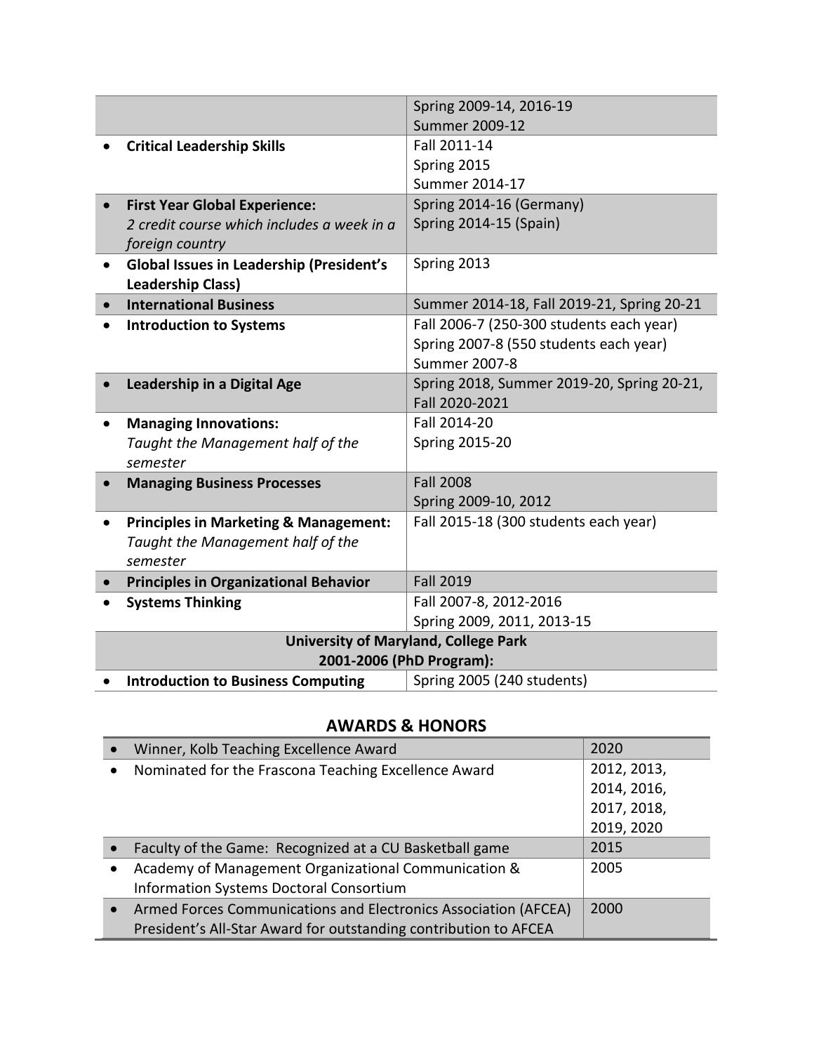| | |
|---|---|
| | Spring 2009-14, 2016-19<br>Summer 2009-12 |
| • **Critical Leadership Skills** | Fall 2011-14<br>Spring 2015<br>Summer 2014-17 |
| • **First Year Global Experience:**<br>*2 credit course which includes a week in a foreign country* | Spring 2014-16 (Germany)<br>Spring 2014-15 (Spain) |
| • **Global Issues in Leadership (President's Leadership Class)** | Spring 2013 |
| • **International Business** | Summer 2014-18, Fall 2019-21, Spring 20-21 |
| • **Introduction to Systems** | Fall 2006-7 (250-300 students each year)<br>Spring 2007-8 (550 students each year)<br>Summer 2007-8 |
| • **Leadership in a Digital Age** | Spring 2018, Summer 2019-20, Spring 20-21, Fall 2020-2021 |
| • **Managing Innovations:**<br>*Taught the Management half of the semester* | Fall 2014-20<br>Spring 2015-20 |
| • **Managing Business Processes** | Fall 2008<br>Spring 2009-10, 2012 |
| • **Principles in Marketing & Management:**<br>*Taught the Management half of the semester* | Fall 2015-18 (300 students each year) |
| • **Principles in Organizational Behavior** | Fall 2019 |
| • **Systems Thinking** | Fall 2007-8, 2012-2016<br>Spring 2009, 2011, 2013-15 |
| **University of Maryland, College Park**<br>**2001-2006 (PhD Program):** | |
| • **Introduction to Business Computing** | Spring 2005 (240 students) |

## AWARDS & HONORS

| | |
|---|---|
| • Winner, Kolb Teaching Excellence Award | 2020 |
| • Nominated for the Frascona Teaching Excellence Award | 2012, 2013, 2014, 2016, 2017, 2018, 2019, 2020 |
| • Faculty of the Game: Recognized at a CU Basketball game | 2015 |
| • Academy of Management Organizational Communication & Information Systems Doctoral Consortium | 2005 |
| • Armed Forces Communications and Electronics Association (AFCEA) President's All-Star Award for outstanding contribution to AFCEA | 2000 |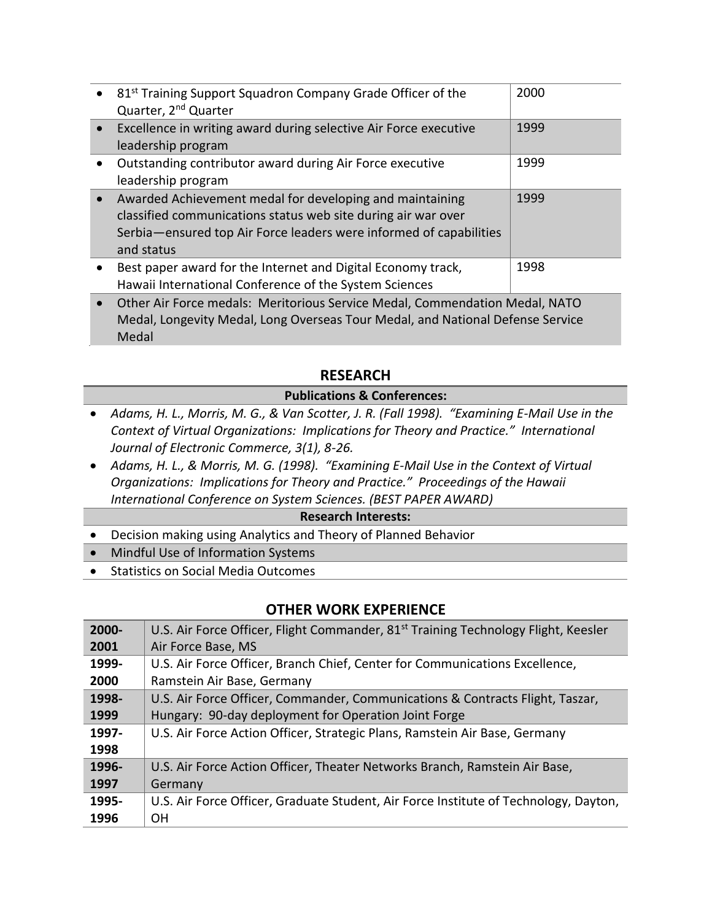| Award | Year |
|---|---|
| • 81st Training Support Squadron Company Grade Officer of the Quarter, 2nd Quarter | 2000 |
| • Excellence in writing award during selective Air Force executive leadership program | 1999 |
| • Outstanding contributor award during Air Force executive leadership program | 1999 |
| • Awarded Achievement medal for developing and maintaining classified communications status web site during air war over Serbia—ensured top Air Force leaders were informed of capabilities and status | 1999 |
| • Best paper award for the Internet and Digital Economy track, Hawaii International Conference of the System Sciences | 1998 |
| • Other Air Force medals: Meritorious Service Medal, Commendation Medal, NATO Medal, Longevity Medal, Long Overseas Tour Medal, and National Defense Service Medal | |

## RESEARCH

**Publications & Conferences:**

- *Adams, H. L., Morris, M. G., & Van Scotter, J. R. (Fall 1998). "Examining E-Mail Use in the Context of Virtual Organizations: Implications for Theory and Practice." International Journal of Electronic Commerce, 3(1), 8-26.*
- *Adams, H. L., & Morris, M. G. (1998). "Examining E-Mail Use in the Context of Virtual Organizations: Implications for Theory and Practice." Proceedings of the Hawaii International Conference on System Sciences. (BEST PAPER AWARD)*

**Research Interests:**

- Decision making using Analytics and Theory of Planned Behavior
- Mindful Use of Information Systems
- Statistics on Social Media Outcomes

## OTHER WORK EXPERIENCE

| Years | Position |
|---|---|
| **2000-2001** | U.S. Air Force Officer, Flight Commander, 81st Training Technology Flight, Keesler Air Force Base, MS |
| **1999-2000** | U.S. Air Force Officer, Branch Chief, Center for Communications Excellence, Ramstein Air Base, Germany |
| **1998-1999** | U.S. Air Force Officer, Commander, Communications & Contracts Flight, Taszar, Hungary: 90-day deployment for Operation Joint Forge |
| **1997-1998** | U.S. Air Force Action Officer, Strategic Plans, Ramstein Air Base, Germany |
| **1996-1997** | U.S. Air Force Action Officer, Theater Networks Branch, Ramstein Air Base, Germany |
| **1995-1996** | U.S. Air Force Officer, Graduate Student, Air Force Institute of Technology, Dayton, OH |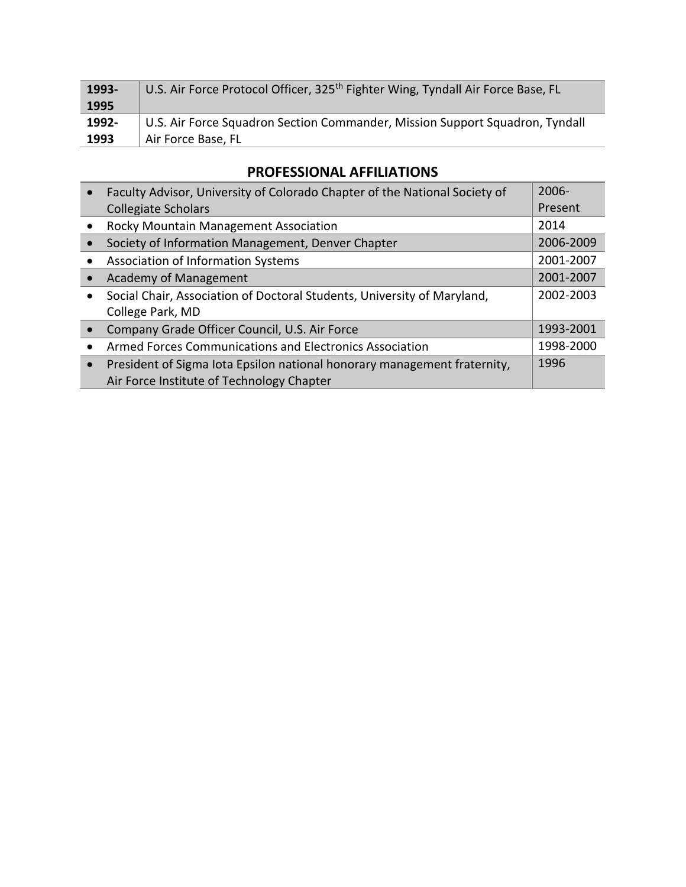| | |
|---|---|
| **1993-1995** | U.S. Air Force Protocol Officer, 325th Fighter Wing, Tyndall Air Force Base, FL |
| **1992-1993** | U.S. Air Force Squadron Section Commander, Mission Support Squadron, Tyndall Air Force Base, FL |

## PROFESSIONAL AFFILIATIONS

| | |
|---|---|
| • Faculty Advisor, University of Colorado Chapter of the National Society of Collegiate Scholars | 2006-Present |
| • Rocky Mountain Management Association | 2014 |
| • Society of Information Management, Denver Chapter | 2006-2009 |
| • Association of Information Systems | 2001-2007 |
| • Academy of Management | 2001-2007 |
| • Social Chair, Association of Doctoral Students, University of Maryland, College Park, MD | 2002-2003 |
| • Company Grade Officer Council, U.S. Air Force | 1993-2001 |
| • Armed Forces Communications and Electronics Association | 1998-2000 |
| • President of Sigma Iota Epsilon national honorary management fraternity, Air Force Institute of Technology Chapter | 1996 |